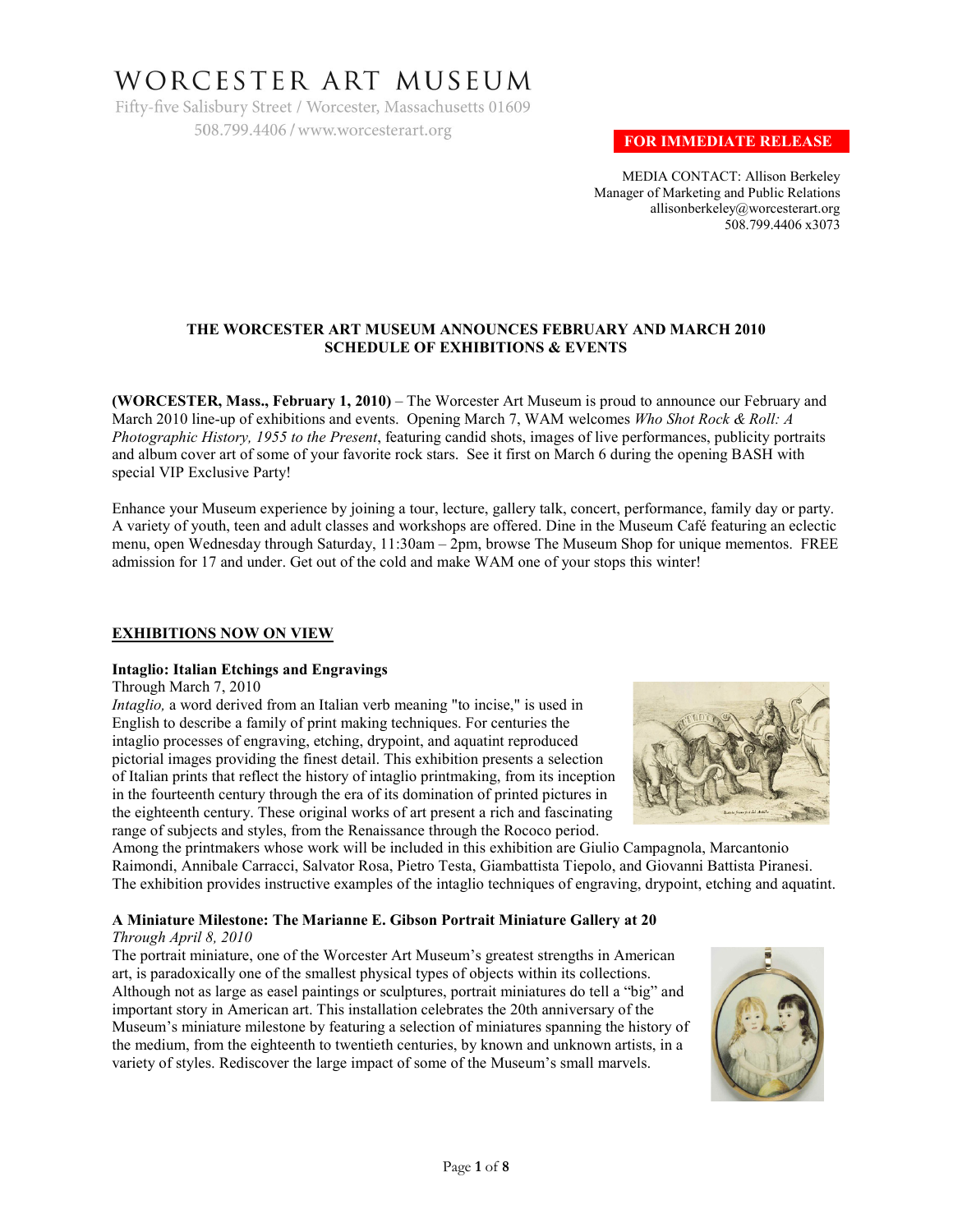# WORCESTER ART MUSEUM

Fifty-five Salisbury Street / Worcester, Massachusetts 01609
508.799.4406 / www.worcesterart.org

**FOR IMMEDIATE RELEASE**

MEDIA CONTACT: Allison Berkeley
Manager of Marketing and Public Relations
allisonberkeley@worcesterart.org
508.799.4406 x3073

## THE WORCESTER ART MUSEUM ANNOUNCES FEBRUARY AND MARCH 2010 SCHEDULE OF EXHIBITIONS & EVENTS

**(WORCESTER, Mass., February 1, 2010)** – The Worcester Art Museum is proud to announce our February and March 2010 line-up of exhibitions and events. Opening March 7, WAM welcomes *Who Shot Rock & Roll: A Photographic History, 1955 to the Present*, featuring candid shots, images of live performances, publicity portraits and album cover art of some of your favorite rock stars. See it first on March 6 during the opening BASH with special VIP Exclusive Party!

Enhance your Museum experience by joining a tour, lecture, gallery talk, concert, performance, family day or party. A variety of youth, teen and adult classes and workshops are offered. Dine in the Museum Café featuring an eclectic menu, open Wednesday through Saturday, 11:30am – 2pm, browse The Museum Shop for unique mementos. FREE admission for 17 and under. Get out of the cold and make WAM one of your stops this winter!

## EXHIBITIONS NOW ON VIEW

### Intaglio: Italian Etchings and Engravings

Through March 7, 2010

*Intaglio,* a word derived from an Italian verb meaning "to incise," is used in English to describe a family of print making techniques. For centuries the intaglio processes of engraving, etching, drypoint, and aquatint reproduced pictorial images providing the finest detail. This exhibition presents a selection of Italian prints that reflect the history of intaglio printmaking, from its inception in the fourteenth century through the era of its domination of printed pictures in the eighteenth century. These original works of art present a rich and fascinating range of subjects and styles, from the Renaissance through the Rococo period. Among the printmakers whose work will be included in this exhibition are Giulio Campagnola, Marcantonio Raimondi, Annibale Carracci, Salvator Rosa, Pietro Testa, Giambattista Tiepolo, and Giovanni Battista Piranesi. The exhibition provides instructive examples of the intaglio techniques of engraving, drypoint, etching and aquatint.

### A Miniature Milestone: The Marianne E. Gibson Portrait Miniature Gallery at 20

*Through April 8, 2010*

The portrait miniature, one of the Worcester Art Museum's greatest strengths in American art, is paradoxically one of the smallest physical types of objects within its collections. Although not as large as easel paintings or sculptures, portrait miniatures do tell a "big" and important story in American art. This installation celebrates the 20th anniversary of the Museum's miniature milestone by featuring a selection of miniatures spanning the history of the medium, from the eighteenth to twentieth centuries, by known and unknown artists, in a variety of styles. Rediscover the large impact of some of the Museum's small marvels.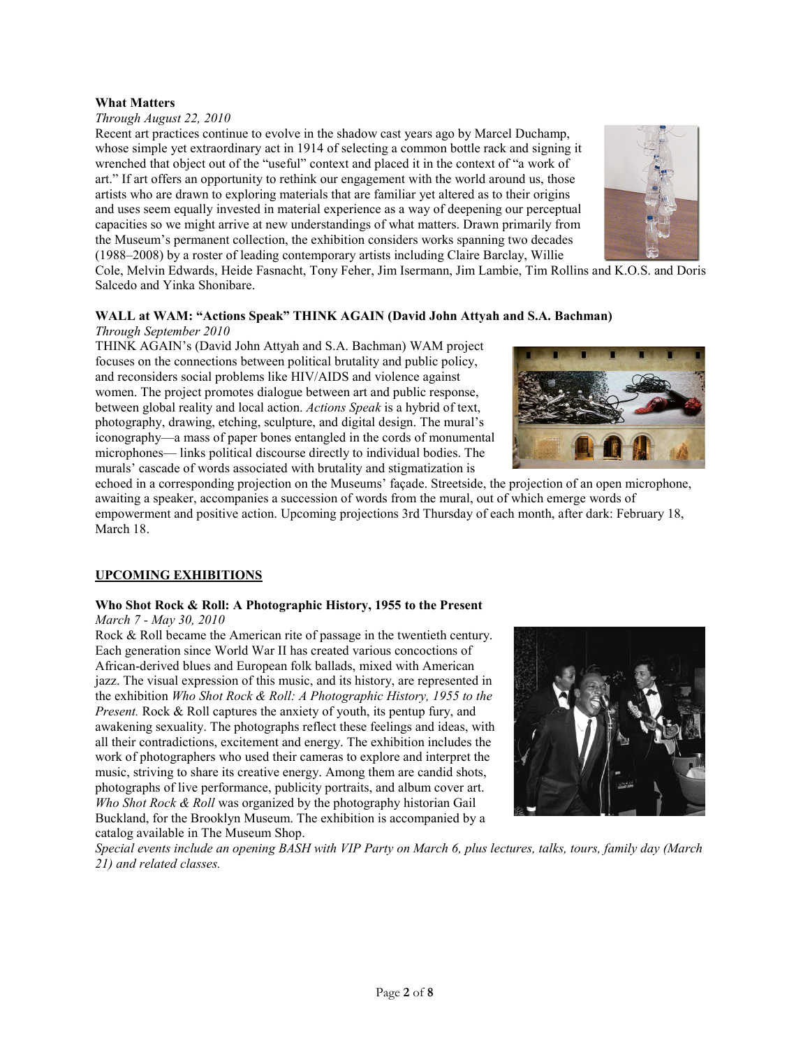**What Matters**

*Through August 22, 2010*

Recent art practices continue to evolve in the shadow cast years ago by Marcel Duchamp, whose simple yet extraordinary act in 1914 of selecting a common bottle rack and signing it wrenched that object out of the "useful" context and placed it in the context of "a work of art." If art offers an opportunity to rethink our engagement with the world around us, those artists who are drawn to exploring materials that are familiar yet altered as to their origins and uses seem equally invested in material experience as a way of deepening our perceptual capacities so we might arrive at new understandings of what matters. Drawn primarily from the Museum's permanent collection, the exhibition considers works spanning two decades (1988–2008) by a roster of leading contemporary artists including Claire Barclay, Willie Cole, Melvin Edwards, Heide Fasnacht, Tony Feher, Jim Isermann, Jim Lambie, Tim Rollins and K.O.S. and Doris Salcedo and Yinka Shonibare.

**WALL at WAM: "Actions Speak" THINK AGAIN (David John Attyah and S.A. Bachman)**

*Through September 2010*

THINK AGAIN's (David John Attyah and S.A. Bachman) WAM project focuses on the connections between political brutality and public policy, and reconsiders social problems like HIV/AIDS and violence against women. The project promotes dialogue between art and public response, between global reality and local action. *Actions Speak* is a hybrid of text, photography, drawing, etching, sculpture, and digital design. The mural's iconography—a mass of paper bones entangled in the cords of monumental microphones— links political discourse directly to individual bodies. The murals' cascade of words associated with brutality and stigmatization is echoed in a corresponding projection on the Museums' façade. Streetside, the projection of an open microphone, awaiting a speaker, accompanies a succession of words from the mural, out of which emerge words of empowerment and positive action. Upcoming projections 3rd Thursday of each month, after dark: February 18, March 18.

## UPCOMING EXHIBITIONS

**Who Shot Rock & Roll: A Photographic History, 1955 to the Present**

*March 7 - May 30, 2010*

Rock & Roll became the American rite of passage in the twentieth century. Each generation since World War II has created various concoctions of African-derived blues and European folk ballads, mixed with American jazz. The visual expression of this music, and its history, are represented in the exhibition *Who Shot Rock & Roll: A Photographic History, 1955 to the Present.* Rock & Roll captures the anxiety of youth, its pentup fury, and awakening sexuality. The photographs reflect these feelings and ideas, with all their contradictions, excitement and energy. The exhibition includes the work of photographers who used their cameras to explore and interpret the music, striving to share its creative energy. Among them are candid shots, photographs of live performance, publicity portraits, and album cover art. *Who Shot Rock & Roll* was organized by the photography historian Gail Buckland, for the Brooklyn Museum. The exhibition is accompanied by a catalog available in The Museum Shop.

*Special events include an opening BASH with VIP Party on March 6, plus lectures, talks, tours, family day (March 21) and related classes.*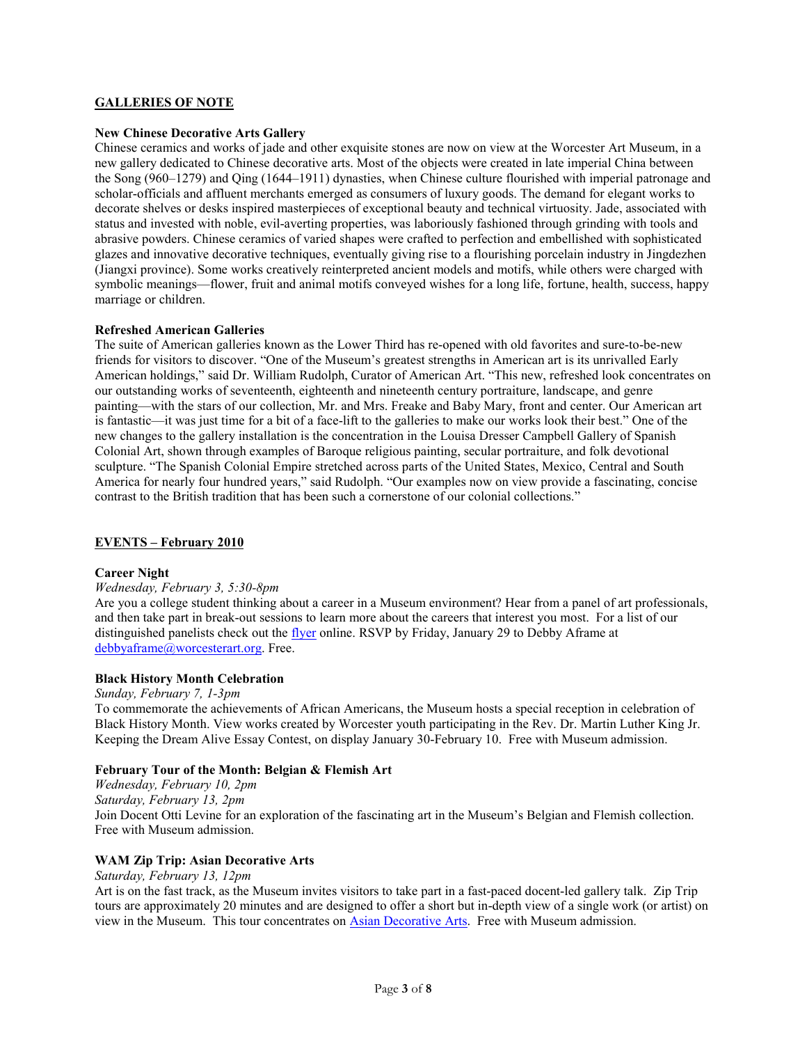## GALLERIES OF NOTE

**New Chinese Decorative Arts Gallery**

Chinese ceramics and works of jade and other exquisite stones are now on view at the Worcester Art Museum, in a new gallery dedicated to Chinese decorative arts. Most of the objects were created in late imperial China between the Song (960–1279) and Qing (1644–1911) dynasties, when Chinese culture flourished with imperial patronage and scholar-officials and affluent merchants emerged as consumers of luxury goods. The demand for elegant works to decorate shelves or desks inspired masterpieces of exceptional beauty and technical virtuosity. Jade, associated with status and invested with noble, evil-averting properties, was laboriously fashioned through grinding with tools and abrasive powders. Chinese ceramics of varied shapes were crafted to perfection and embellished with sophisticated glazes and innovative decorative techniques, eventually giving rise to a flourishing porcelain industry in Jingdezhen (Jiangxi province). Some works creatively reinterpreted ancient models and motifs, while others were charged with symbolic meanings—flower, fruit and animal motifs conveyed wishes for a long life, fortune, health, success, happy marriage or children.

**Refreshed American Galleries**

The suite of American galleries known as the Lower Third has re-opened with old favorites and sure-to-be-new friends for visitors to discover. "One of the Museum's greatest strengths in American art is its unrivalled Early American holdings," said Dr. William Rudolph, Curator of American Art. "This new, refreshed look concentrates on our outstanding works of seventeenth, eighteenth and nineteenth century portraiture, landscape, and genre painting—with the stars of our collection, Mr. and Mrs. Freake and Baby Mary, front and center. Our American art is fantastic—it was just time for a bit of a face-lift to the galleries to make our works look their best." One of the new changes to the gallery installation is the concentration in the Louisa Dresser Campbell Gallery of Spanish Colonial Art, shown through examples of Baroque religious painting, secular portraiture, and folk devotional sculpture. "The Spanish Colonial Empire stretched across parts of the United States, Mexico, Central and South America for nearly four hundred years," said Rudolph. "Our examples now on view provide a fascinating, concise contrast to the British tradition that has been such a cornerstone of our colonial collections."

## EVENTS – February 2010

**Career Night**

*Wednesday, February 3, 5:30-8pm*

Are you a college student thinking about a career in a Museum environment? Hear from a panel of art professionals, and then take part in break-out sessions to learn more about the careers that interest you most. For a list of our distinguished panelists check out the flyer online. RSVP by Friday, January 29 to Debby Aframe at debbyaframe@worcesterart.org. Free.

**Black History Month Celebration**

*Sunday, February 7, 1-3pm*

To commemorate the achievements of African Americans, the Museum hosts a special reception in celebration of Black History Month. View works created by Worcester youth participating in the Rev. Dr. Martin Luther King Jr. Keeping the Dream Alive Essay Contest, on display January 30-February 10. Free with Museum admission.

**February Tour of the Month: Belgian & Flemish Art**

*Wednesday, February 10, 2pm*
*Saturday, February 13, 2pm*

Join Docent Otti Levine for an exploration of the fascinating art in the Museum's Belgian and Flemish collection. Free with Museum admission.

**WAM Zip Trip: Asian Decorative Arts**

*Saturday, February 13, 12pm*

Art is on the fast track, as the Museum invites visitors to take part in a fast-paced docent-led gallery talk. Zip Trip tours are approximately 20 minutes and are designed to offer a short but in-depth view of a single work (or artist) on view in the Museum. This tour concentrates on Asian Decorative Arts. Free with Museum admission.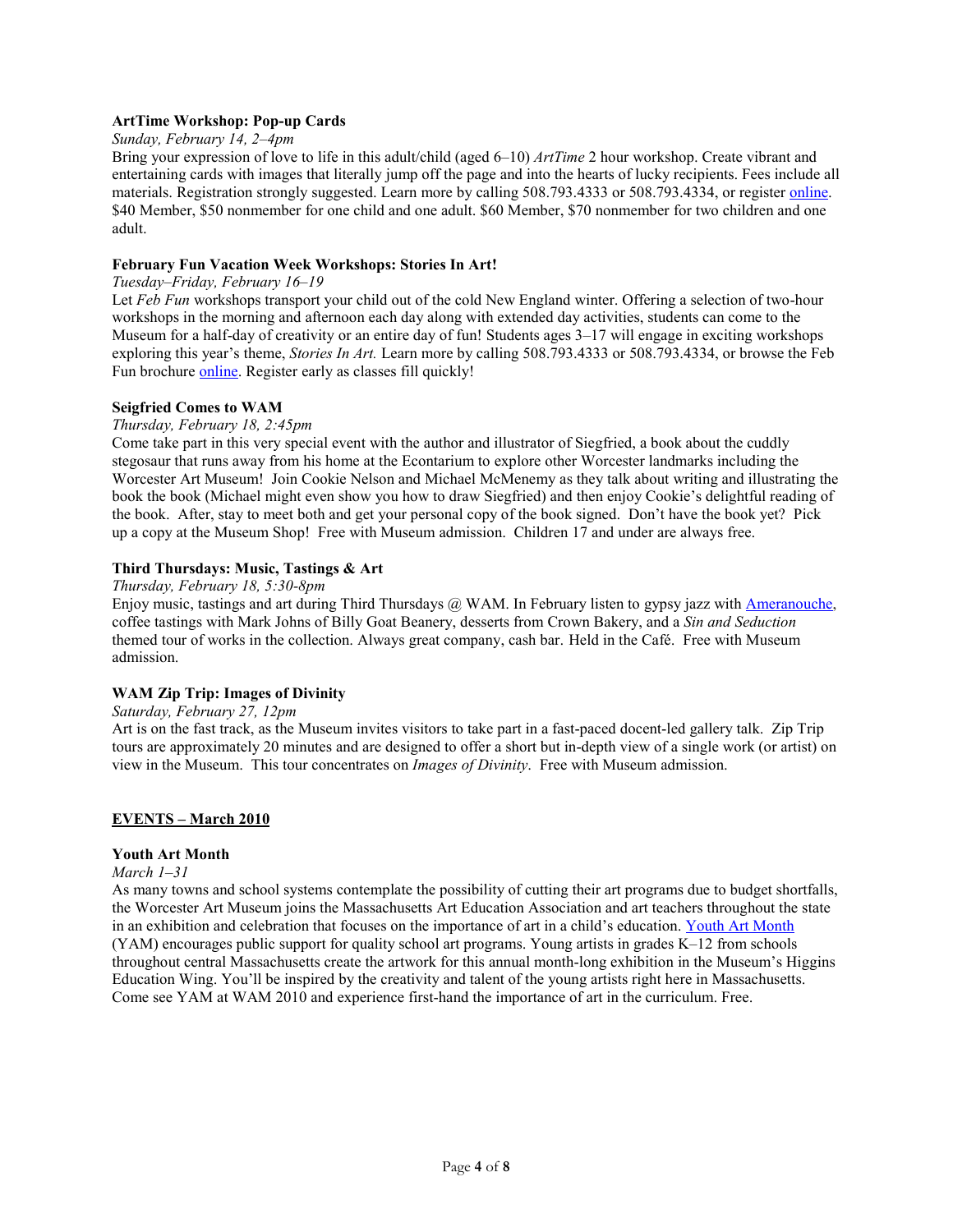**ArtTime Workshop: Pop-up Cards**

*Sunday, February 14, 2–4pm*

Bring your expression of love to life in this adult/child (aged 6–10) *ArtTime* 2 hour workshop. Create vibrant and entertaining cards with images that literally jump off the page and into the hearts of lucky recipients. Fees include all materials. Registration strongly suggested. Learn more by calling 508.793.4333 or 508.793.4334, or register online. $40 Member, $50 nonmember for one child and one adult. $60 Member, $70 nonmember for two children and one adult.

**February Fun Vacation Week Workshops: Stories In Art!**

*Tuesday–Friday, February 16–19*

Let *Feb Fun* workshops transport your child out of the cold New England winter. Offering a selection of two-hour workshops in the morning and afternoon each day along with extended day activities, students can come to the Museum for a half-day of creativity or an entire day of fun! Students ages 3–17 will engage in exciting workshops exploring this year's theme, *Stories In Art.* Learn more by calling 508.793.4333 or 508.793.4334, or browse the Feb Fun brochure online. Register early as classes fill quickly!

**Seigfried Comes to WAM**

*Thursday, February 18, 2:45pm*

Come take part in this very special event with the author and illustrator of Siegfried, a book about the cuddly stegosaur that runs away from his home at the Econtarium to explore other Worcester landmarks including the Worcester Art Museum! Join Cookie Nelson and Michael McMenemy as they talk about writing and illustrating the book the book (Michael might even show you how to draw Siegfried) and then enjoy Cookie's delightful reading of the book. After, stay to meet both and get your personal copy of the book signed. Don't have the book yet? Pick up a copy at the Museum Shop! Free with Museum admission. Children 17 and under are always free.

**Third Thursdays: Music, Tastings & Art**

*Thursday, February 18, 5:30-8pm*

Enjoy music, tastings and art during Third Thursdays @ WAM. In February listen to gypsy jazz with Ameranouche, coffee tastings with Mark Johns of Billy Goat Beanery, desserts from Crown Bakery, and a *Sin and Seduction* themed tour of works in the collection. Always great company, cash bar. Held in the Café. Free with Museum admission.

**WAM Zip Trip: Images of Divinity**

*Saturday, February 27, 12pm*

Art is on the fast track, as the Museum invites visitors to take part in a fast-paced docent-led gallery talk. Zip Trip tours are approximately 20 minutes and are designed to offer a short but in-depth view of a single work (or artist) on view in the Museum. This tour concentrates on *Images of Divinity*. Free with Museum admission.

## EVENTS – March 2010

**Youth Art Month**

*March 1–31*

As many towns and school systems contemplate the possibility of cutting their art programs due to budget shortfalls, the Worcester Art Museum joins the Massachusetts Art Education Association and art teachers throughout the state in an exhibition and celebration that focuses on the importance of art in a child's education. Youth Art Month (YAM) encourages public support for quality school art programs. Young artists in grades K–12 from schools throughout central Massachusetts create the artwork for this annual month-long exhibition in the Museum's Higgins Education Wing. You'll be inspired by the creativity and talent of the young artists right here in Massachusetts. Come see YAM at WAM 2010 and experience first-hand the importance of art in the curriculum. Free.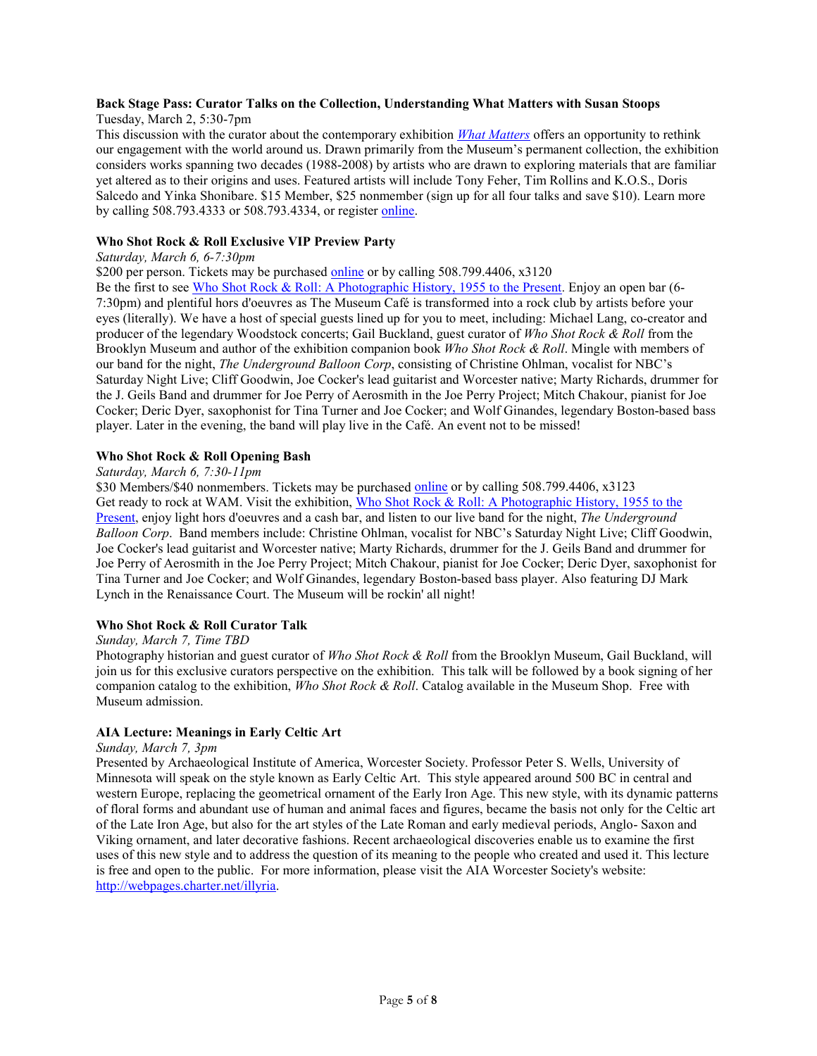**Back Stage Pass: Curator Talks on the Collection, Understanding What Matters with Susan Stoops**

Tuesday, March 2, 5:30-7pm

This discussion with the curator about the contemporary exhibition [*What Matters*]() offers an opportunity to rethink our engagement with the world around us. Drawn primarily from the Museum's permanent collection, the exhibition considers works spanning two decades (1988-2008) by artists who are drawn to exploring materials that are familiar yet altered as to their origins and uses. Featured artists will include Tony Feher, Tim Rollins and K.O.S., Doris Salcedo and Yinka Shonibare. $15 Member, $25 nonmember (sign up for all four talks and save $10). Learn more by calling 508.793.4333 or 508.793.4334, or register [online]().

**Who Shot Rock & Roll Exclusive VIP Preview Party**

*Saturday, March 6, 6-7:30pm*

$200 per person. Tickets may be purchased [online]() or by calling 508.799.4406, x3120

Be the first to see [Who Shot Rock & Roll: A Photographic History, 1955 to the Present](). Enjoy an open bar (6-7:30pm) and plentiful hors d'oeuvres as The Museum Café is transformed into a rock club by artists before your eyes (literally). We have a host of special guests lined up for you to meet, including: Michael Lang, co-creator and producer of the legendary Woodstock concerts; Gail Buckland, guest curator of *Who Shot Rock & Roll* from the Brooklyn Museum and author of the exhibition companion book *Who Shot Rock & Roll*. Mingle with members of our band for the night, *The Underground Balloon Corp*, consisting of Christine Ohlman, vocalist for NBC's Saturday Night Live; Cliff Goodwin, Joe Cocker's lead guitarist and Worcester native; Marty Richards, drummer for the J. Geils Band and drummer for Joe Perry of Aerosmith in the Joe Perry Project; Mitch Chakour, pianist for Joe Cocker; Deric Dyer, saxophonist for Tina Turner and Joe Cocker; and Wolf Ginandes, legendary Boston-based bass player. Later in the evening, the band will play live in the Café. An event not to be missed!

**Who Shot Rock & Roll Opening Bash**

*Saturday, March 6, 7:30-11pm*

$30 Members/$40 nonmembers. Tickets may be purchased [online]() or by calling 508.799.4406, x3123

Get ready to rock at WAM. Visit the exhibition, [Who Shot Rock & Roll: A Photographic History, 1955 to the Present](), enjoy light hors d'oeuvres and a cash bar, and listen to our live band for the night, *The Underground Balloon Corp*. Band members include: Christine Ohlman, vocalist for NBC's Saturday Night Live; Cliff Goodwin, Joe Cocker's lead guitarist and Worcester native; Marty Richards, drummer for the J. Geils Band and drummer for Joe Perry of Aerosmith in the Joe Perry Project; Mitch Chakour, pianist for Joe Cocker; Deric Dyer, saxophonist for Tina Turner and Joe Cocker; and Wolf Ginandes, legendary Boston-based bass player. Also featuring DJ Mark Lynch in the Renaissance Court. The Museum will be rockin' all night!

**Who Shot Rock & Roll Curator Talk**

*Sunday, March 7, Time TBD*

Photography historian and guest curator of *Who Shot Rock & Roll* from the Brooklyn Museum, Gail Buckland, will join us for this exclusive curators perspective on the exhibition. This talk will be followed by a book signing of her companion catalog to the exhibition, *Who Shot Rock & Roll*. Catalog available in the Museum Shop. Free with Museum admission.

**AIA Lecture: Meanings in Early Celtic Art**

*Sunday, March 7, 3pm*

Presented by Archaeological Institute of America, Worcester Society. Professor Peter S. Wells, University of Minnesota will speak on the style known as Early Celtic Art. This style appeared around 500 BC in central and western Europe, replacing the geometrical ornament of the Early Iron Age. This new style, with its dynamic patterns of floral forms and abundant use of human and animal faces and figures, became the basis not only for the Celtic art of the Late Iron Age, but also for the art styles of the Late Roman and early medieval periods, Anglo- Saxon and Viking ornament, and later decorative fashions. Recent archaeological discoveries enable us to examine the first uses of this new style and to address the question of its meaning to the people who created and used it. This lecture is free and open to the public. For more information, please visit the AIA Worcester Society's website: [http://webpages.charter.net/illyria](http://webpages.charter.net/illyria).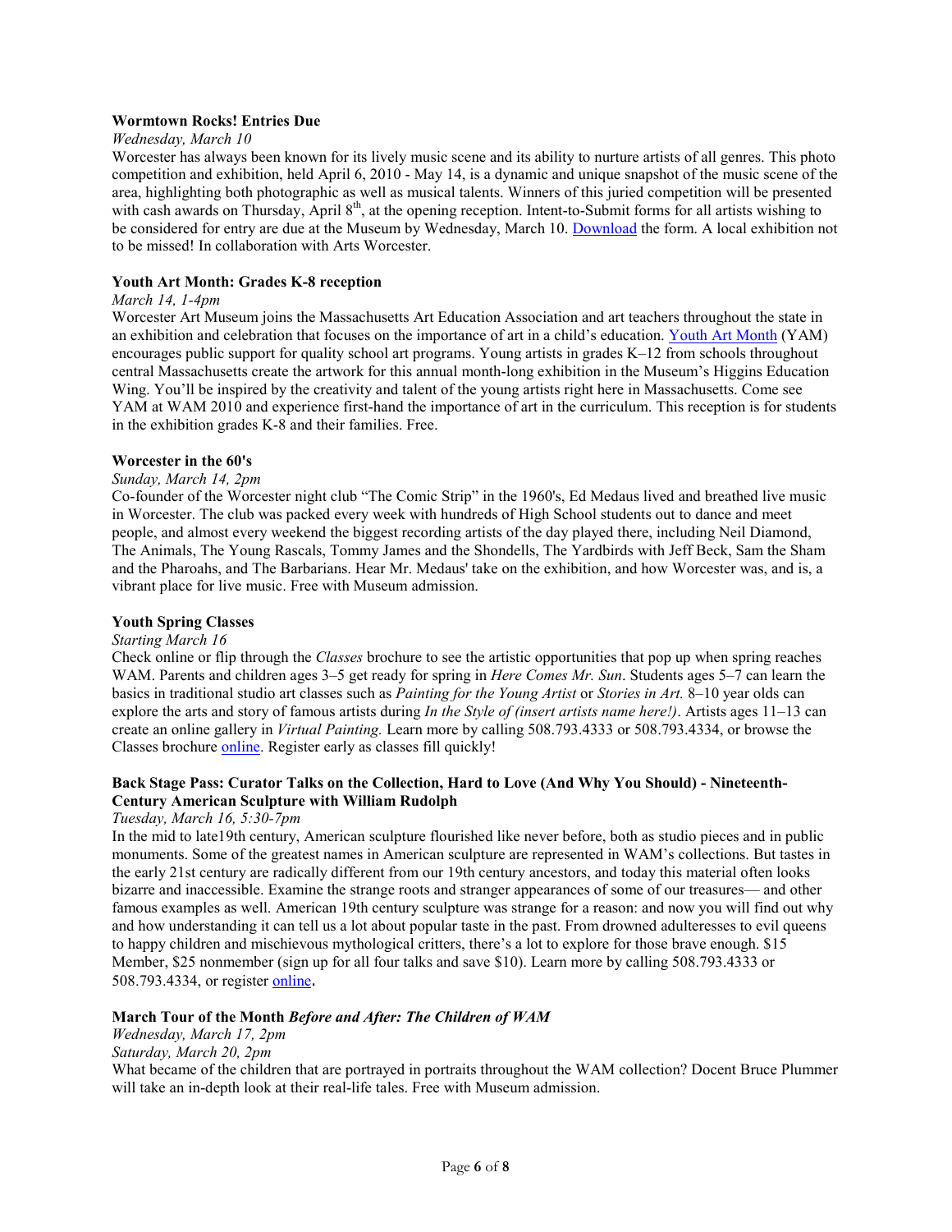**Wormtown Rocks! Entries Due**

*Wednesday, March 10*

Worcester has always been known for its lively music scene and its ability to nurture artists of all genres. This photo competition and exhibition, held April 6, 2010 - May 14, is a dynamic and unique snapshot of the music scene of the area, highlighting both photographic as well as musical talents. Winners of this juried competition will be presented with cash awards on Thursday, April 8th, at the opening reception. Intent-to-Submit forms for all artists wishing to be considered for entry are due at the Museum by Wednesday, March 10. Download the form. A local exhibition not to be missed! In collaboration with Arts Worcester.

**Youth Art Month: Grades K-8 reception**

*March 14, 1-4pm*

Worcester Art Museum joins the Massachusetts Art Education Association and art teachers throughout the state in an exhibition and celebration that focuses on the importance of art in a child's education. Youth Art Month (YAM) encourages public support for quality school art programs. Young artists in grades K–12 from schools throughout central Massachusetts create the artwork for this annual month-long exhibition in the Museum's Higgins Education Wing. You'll be inspired by the creativity and talent of the young artists right here in Massachusetts. Come see YAM at WAM 2010 and experience first-hand the importance of art in the curriculum. This reception is for students in the exhibition grades K-8 and their families. Free.

**Worcester in the 60's**

*Sunday, March 14, 2pm*

Co-founder of the Worcester night club "The Comic Strip" in the 1960's, Ed Medaus lived and breathed live music in Worcester. The club was packed every week with hundreds of High School students out to dance and meet people, and almost every weekend the biggest recording artists of the day played there, including Neil Diamond, The Animals, The Young Rascals, Tommy James and the Shondells, The Yardbirds with Jeff Beck, Sam the Sham and the Pharoahs, and The Barbarians. Hear Mr. Medaus' take on the exhibition, and how Worcester was, and is, a vibrant place for live music. Free with Museum admission.

**Youth Spring Classes**

*Starting March 16*

Check online or flip through the *Classes* brochure to see the artistic opportunities that pop up when spring reaches WAM. Parents and children ages 3–5 get ready for spring in *Here Comes Mr. Sun*. Students ages 5–7 can learn the basics in traditional studio art classes such as *Painting for the Young Artist* or *Stories in Art.* 8–10 year olds can explore the arts and story of famous artists during *In the Style of (insert artists name here!)*. Artists ages 11–13 can create an online gallery in *Virtual Painting.* Learn more by calling 508.793.4333 or 508.793.4334, or browse the Classes brochure online. Register early as classes fill quickly!

**Back Stage Pass: Curator Talks on the Collection, Hard to Love (And Why You Should) - Nineteenth-Century American Sculpture with William Rudolph**

*Tuesday, March 16, 5:30-7pm*

In the mid to late19th century, American sculpture flourished like never before, both as studio pieces and in public monuments. Some of the greatest names in American sculpture are represented in WAM's collections. But tastes in the early 21st century are radically different from our 19th century ancestors, and today this material often looks bizarre and inaccessible. Examine the strange roots and stranger appearances of some of our treasures— and other famous examples as well. American 19th century sculpture was strange for a reason: and now you will find out why and how understanding it can tell us a lot about popular taste in the past. From drowned adulteresses to evil queens to happy children and mischievous mythological critters, there's a lot to explore for those brave enough. $15 Member, $25 nonmember (sign up for all four talks and save $10). Learn more by calling 508.793.4333 or 508.793.4334, or register online**.**

**March Tour of the Month *Before and After: The Children of WAM***

*Wednesday, March 17, 2pm*

*Saturday, March 20, 2pm*

What became of the children that are portrayed in portraits throughout the WAM collection? Docent Bruce Plummer will take an in-depth look at their real-life tales. Free with Museum admission.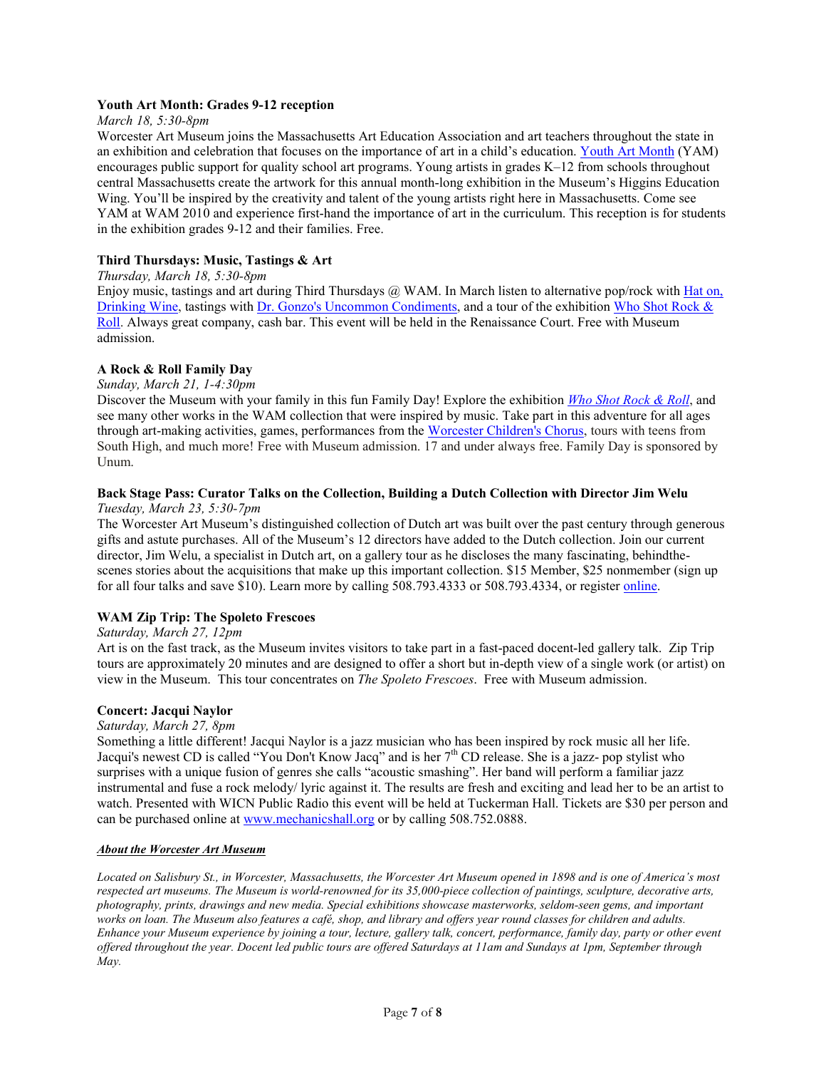**Youth Art Month: Grades 9-12 reception**

*March 18, 5:30-8pm*

Worcester Art Museum joins the Massachusetts Art Education Association and art teachers throughout the state in an exhibition and celebration that focuses on the importance of art in a child's education. Youth Art Month (YAM) encourages public support for quality school art programs. Young artists in grades K–12 from schools throughout central Massachusetts create the artwork for this annual month-long exhibition in the Museum's Higgins Education Wing. You'll be inspired by the creativity and talent of the young artists right here in Massachusetts. Come see YAM at WAM 2010 and experience first-hand the importance of art in the curriculum. This reception is for students in the exhibition grades 9-12 and their families. Free.

**Third Thursdays: Music, Tastings & Art**

*Thursday, March 18, 5:30-8pm*

Enjoy music, tastings and art during Third Thursdays @ WAM. In March listen to alternative pop/rock with Hat on, Drinking Wine, tastings with Dr. Gonzo's Uncommon Condiments, and a tour of the exhibition Who Shot Rock & Roll. Always great company, cash bar. This event will be held in the Renaissance Court. Free with Museum admission.

**A Rock & Roll Family Day**

*Sunday, March 21, 1-4:30pm*

Discover the Museum with your family in this fun Family Day! Explore the exhibition *Who Shot Rock & Roll*, and see many other works in the WAM collection that were inspired by music. Take part in this adventure for all ages through art-making activities, games, performances from the Worcester Children's Chorus, tours with teens from South High, and much more! Free with Museum admission. 17 and under always free. Family Day is sponsored by Unum.

**Back Stage Pass: Curator Talks on the Collection, Building a Dutch Collection with Director Jim Welu**

*Tuesday, March 23, 5:30-7pm*

The Worcester Art Museum's distinguished collection of Dutch art was built over the past century through generous gifts and astute purchases. All of the Museum's 12 directors have added to the Dutch collection. Join our current director, Jim Welu, a specialist in Dutch art, on a gallery tour as he discloses the many fascinating, behindthe-scenes stories about the acquisitions that make up this important collection. $15 Member, $25 nonmember (sign up for all four talks and save $10). Learn more by calling 508.793.4333 or 508.793.4334, or register online.

**WAM Zip Trip: The Spoleto Frescoes**

*Saturday, March 27, 12pm*

Art is on the fast track, as the Museum invites visitors to take part in a fast-paced docent-led gallery talk. Zip Trip tours are approximately 20 minutes and are designed to offer a short but in-depth view of a single work (or artist) on view in the Museum. This tour concentrates on *The Spoleto Frescoes*. Free with Museum admission.

**Concert: Jacqui Naylor**

*Saturday, March 27, 8pm*

Something a little different! Jacqui Naylor is a jazz musician who has been inspired by rock music all her life. Jacqui's newest CD is called "You Don't Know Jacq" and is her 7th CD release. She is a jazz- pop stylist who surprises with a unique fusion of genres she calls "acoustic smashing". Her band will perform a familiar jazz instrumental and fuse a rock melody/ lyric against it. The results are fresh and exciting and lead her to be an artist to watch. Presented with WICN Public Radio this event will be held at Tuckerman Hall. Tickets are $30 per person and can be purchased online at www.mechanicshall.org or by calling 508.752.0888.

***About the Worcester Art Museum***

*Located on Salisbury St., in Worcester, Massachusetts, the Worcester Art Museum opened in 1898 and is one of America's most respected art museums. The Museum is world-renowned for its 35,000-piece collection of paintings, sculpture, decorative arts, photography, prints, drawings and new media. Special exhibitions showcase masterworks, seldom-seen gems, and important works on loan. The Museum also features a café, shop, and library and offers year round classes for children and adults. Enhance your Museum experience by joining a tour, lecture, gallery talk, concert, performance, family day, party or other event offered throughout the year. Docent led public tours are offered Saturdays at 11am and Sundays at 1pm, September through May.*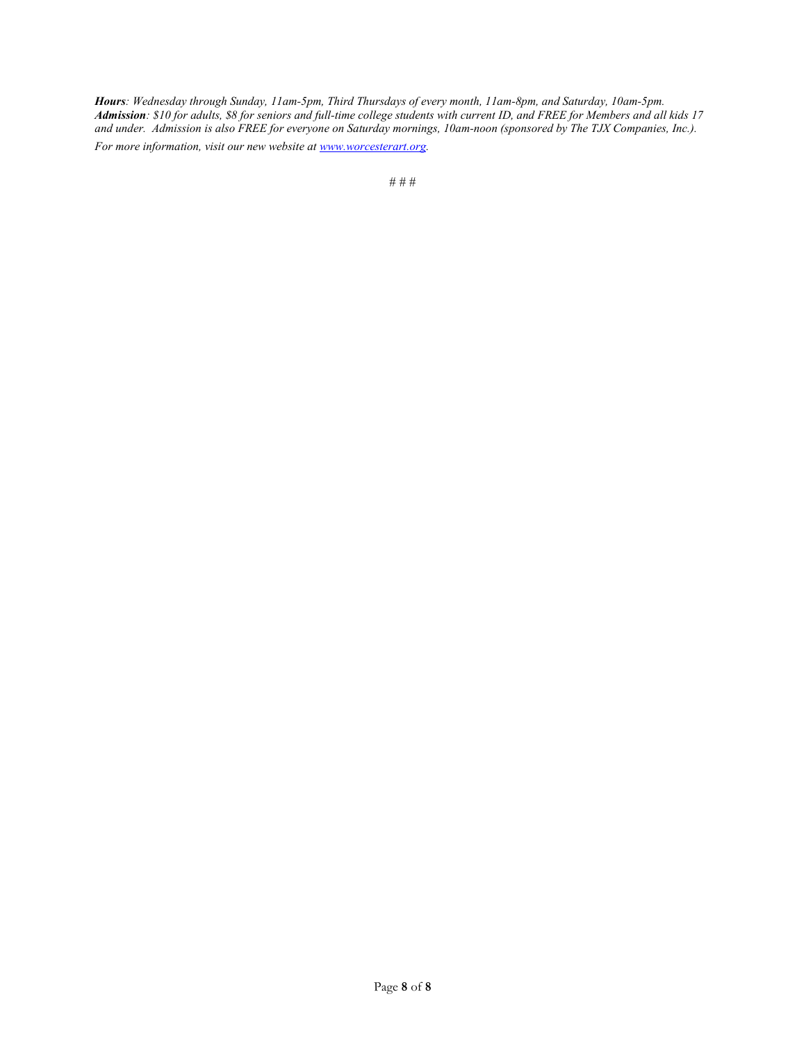***Hours**: Wednesday through Sunday, 11am-5pm, Third Thursdays of every month, 11am-8pm, and Saturday, 10am-5pm.*
***Admission**: $10 for adults, $8 for seniors and full-time college students with current ID, and FREE for Members and all kids 17 and under. Admission is also FREE for everyone on Saturday mornings, 10am-noon (sponsored by The TJX Companies, Inc.).*

*For more information, visit our new website at [www.worcesterart.org](http://www.worcesterart.org).*

# # #